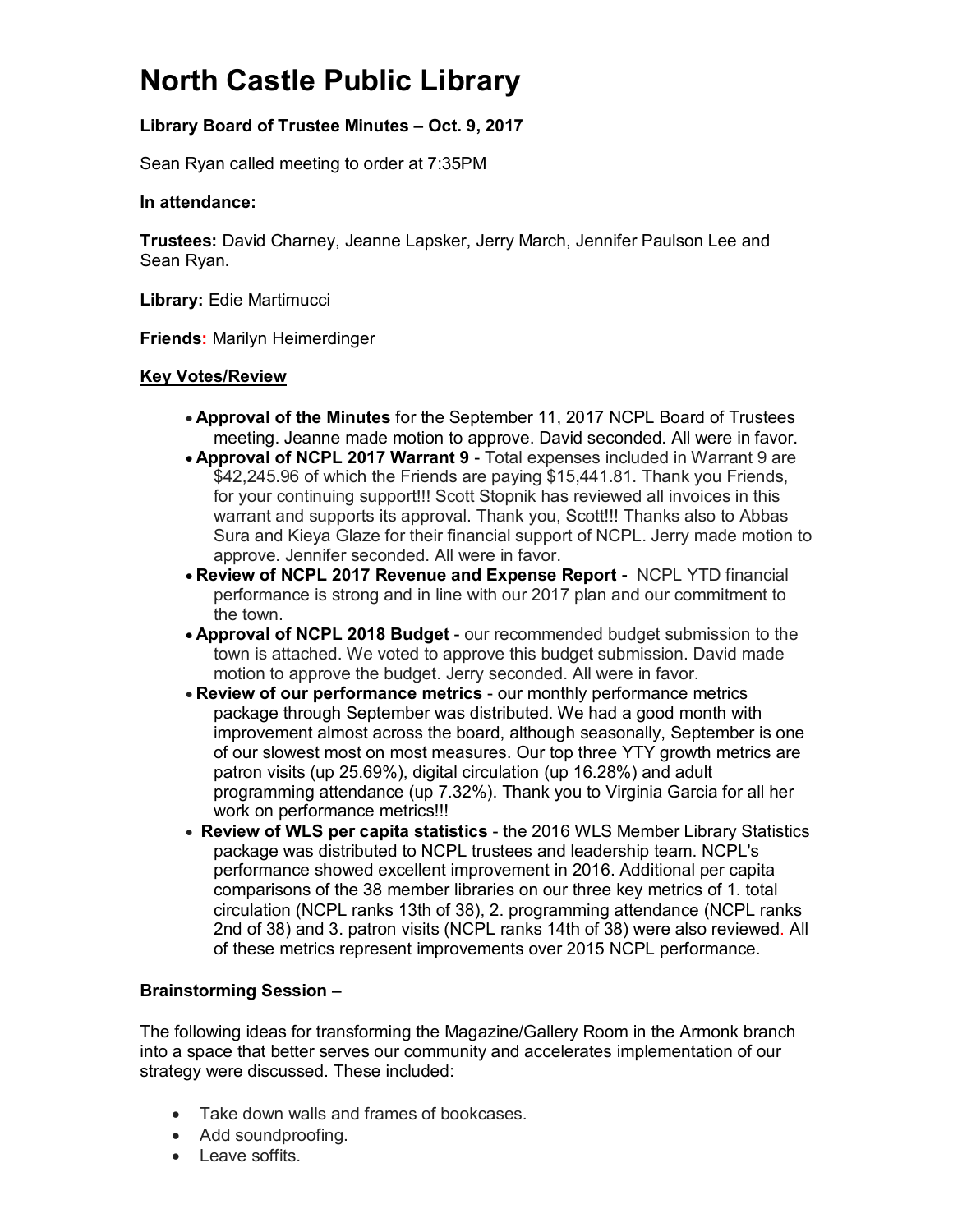# North Castle Public Library

**Library Board of Trustee Minutes – Oct. 9, 2017**

Sean Ryan called meeting to order at 7:35PM

**In attendance:**

**Trustees:** David Charney, Jeanne Lapsker, Jerry March, Jennifer Paulson Lee and Sean Ryan.

**Library:** Edie Martimucci

**Friends:** Marilyn Heimerdinger

**Key Votes/Review**

- **Approval of the Minutes** for the September 11, 2017 NCPL Board of Trustees meeting. Jeanne made motion to approve. David seconded. All were in favor.
- **Approval of NCPL 2017 Warrant 9** - Total expenses included in Warrant 9 are $42,245.96 of which the Friends are paying $15,441.81. Thank you Friends, for your continuing support!!! Scott Stopnik has reviewed all invoices in this warrant and supports its approval. Thank you, Scott!!! Thanks also to Abbas Sura and Kieya Glaze for their financial support of NCPL. Jerry made motion to approve. Jennifer seconded. All were in favor.
- **Review of NCPL 2017 Revenue and Expense Report -** NCPL YTD financial performance is strong and in line with our 2017 plan and our commitment to the town.
- **Approval of NCPL 2018 Budget** - our recommended budget submission to the town is attached. We voted to approve this budget submission. David made motion to approve the budget. Jerry seconded. All were in favor.
- **Review of our performance metrics** - our monthly performance metrics package through September was distributed. We had a good month with improvement almost across the board, although seasonally, September is one of our slowest most on most measures. Our top three YTY growth metrics are patron visits (up 25.69%), digital circulation (up 16.28%) and adult programming attendance (up 7.32%). Thank you to Virginia Garcia for all her work on performance metrics!!!
- **Review of WLS per capita statistics** - the 2016 WLS Member Library Statistics package was distributed to NCPL trustees and leadership team. NCPL's performance showed excellent improvement in 2016. Additional per capita comparisons of the 38 member libraries on our three key metrics of 1. total circulation (NCPL ranks 13th of 38), 2. programming attendance (NCPL ranks 2nd of 38) and 3. patron visits (NCPL ranks 14th of 38) were also reviewed. All of these metrics represent improvements over 2015 NCPL performance.

**Brainstorming Session –**

The following ideas for transforming the Magazine/Gallery Room in the Armonk branch into a space that better serves our community and accelerates implementation of our strategy were discussed. These included:

- Take down walls and frames of bookcases.
- Add soundproofing.
- Leave soffits.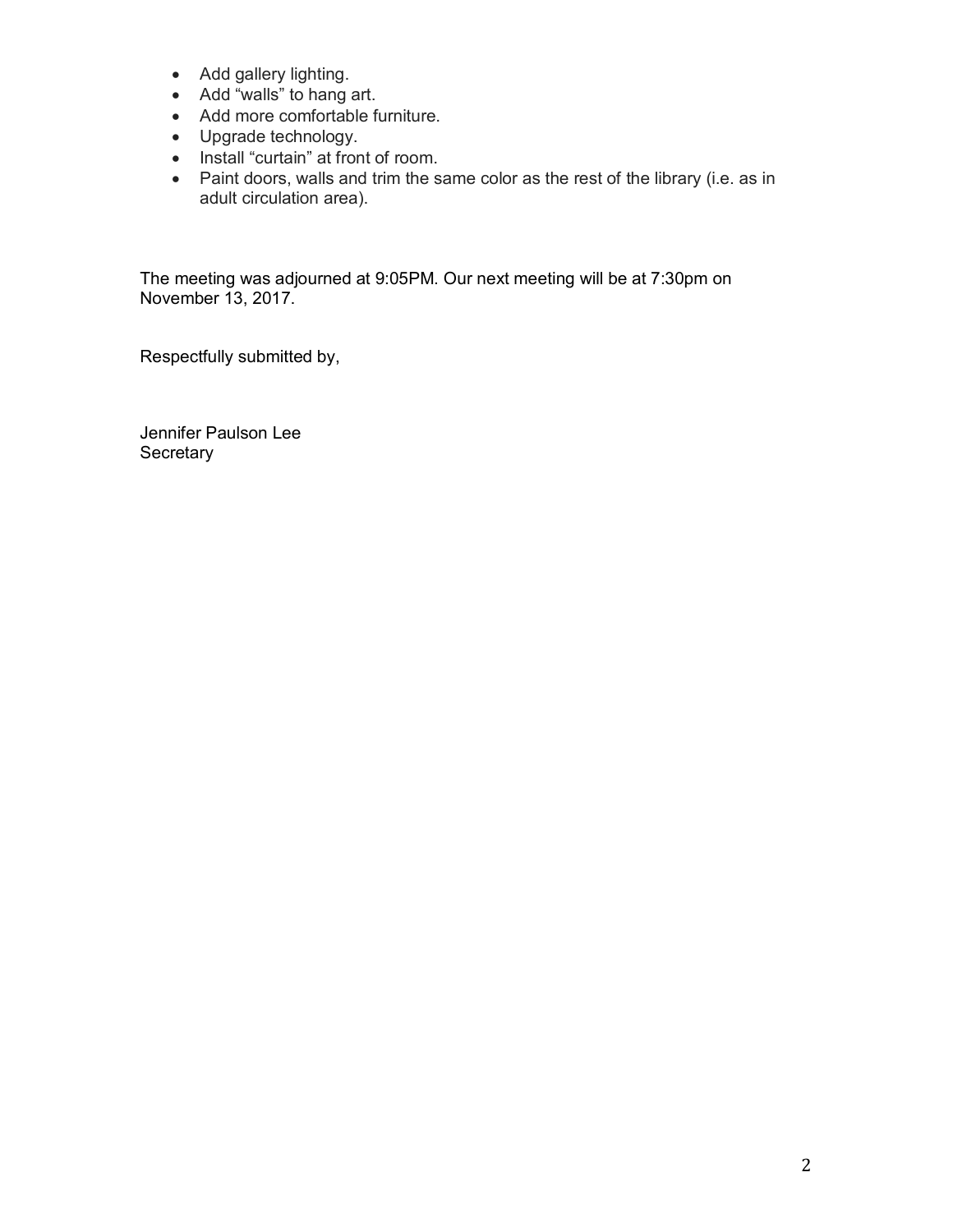- Add gallery lighting.
- Add "walls" to hang art.
- Add more comfortable furniture.
- Upgrade technology.
- Install "curtain" at front of room.
- Paint doors, walls and trim the same color as the rest of the library (i.e. as in adult circulation area).

The meeting was adjourned at 9:05PM. Our next meeting will be at 7:30pm on November 13, 2017.

Respectfully submitted by,

Jennifer Paulson Lee
Secretary